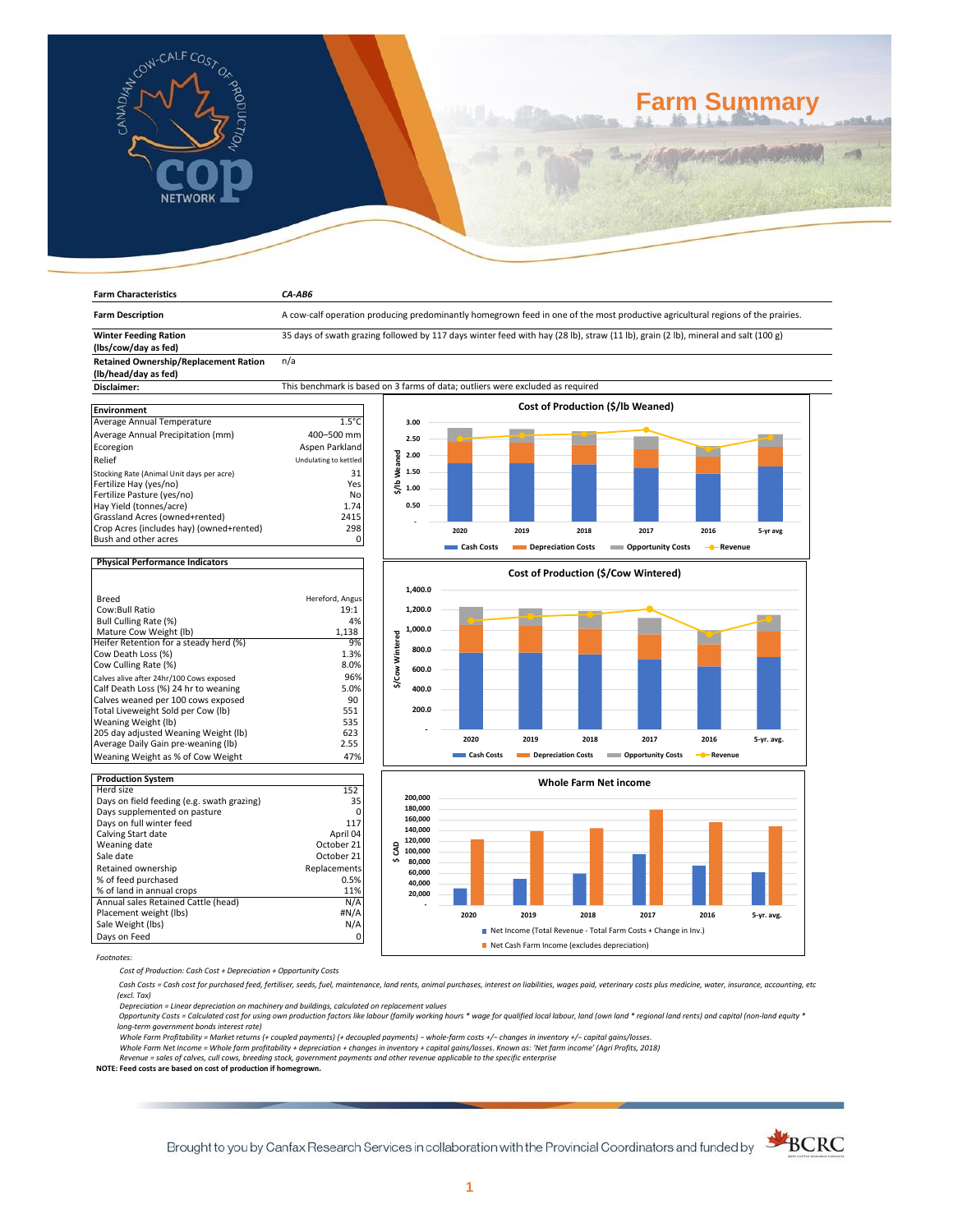# Farm Summary

| Farm Characteristics | *CA-AB6* |
|---|---|
| **Farm Description** | A cow-calf operation producing predominantly homegrown feed in one of the most productive agricultural regions of the prairies. |
| **Winter Feeding Ration (lbs/cow/day as fed)** | 35 days of swath grazing followed by 117 days winter feed with hay (28 lb), straw (11 lb), grain (2 lb), mineral and salt (100 g) |
| **Retained Ownership/Replacement Ration (lb/head/day as fed)** | n/a |
| **Disclaimer:** | This benchmark is based on 3 farms of data; outliers were excluded as required |

| Environment | |
|---|---|
| Average Annual Temperature | 1.5°C |
| Average Annual Precipitation (mm) | 400–500 mm |
| Ecoregion | Aspen Parkland |
| Relief | Undulating to kettled |
| Stocking Rate (Animal Unit days per acre) | 31 |
| Fertilize Hay (yes/no) | Yes |
| Fertilize Pasture (yes/no) | No |
| Hay Yield (tonnes/acre) | 1.74 |
| Grassland Acres (owned+rented) | 2415 |
| Crop Acres (includes hay) (owned+rented) | 298 |
| Bush and other acres | 0 |

| Physical Performance Indicators | |
|---|---|
| Breed | Hereford, Angus |
| Cow:Bull Ratio | 19:1 |
| Bull Culling Rate (%) | 4% |
| Mature Cow Weight (lb) | 1,138 |
| Heifer Retention for a steady herd (%) | 9% |
| Cow Death Loss (%) | 1.3% |
| Cow Culling Rate (%) | 8.0% |
| Calves alive after 24hr/100 Cows exposed | 96% |
| Calf Death Loss (%) 24 hr to weaning | 5.0% |
| Calves weaned per 100 cows exposed | 90 |
| Total Liveweight Sold per Cow (lb) | 551 |
| Weaning Weight (lb) | 535 |
| 205 day adjusted Weaning Weight (lb) | 623 |
| Average Daily Gain pre-weaning (lb) | 2.55 |
| Weaning Weight as % of Cow Weight | 47% |

| Production System | |
|---|---|
| Herd size | 152 |
| Days on field feeding (e.g. swath grazing) | 35 |
| Days supplemented on pasture | 0 |
| Days on full winter feed | 117 |
| Calving Start date | April 04 |
| Weaning date | October 21 |
| Sale date | October 21 |
| Retained ownership | Replacements |
| % of feed purchased | 0.5% |
| % of land in annual crops | 11% |
| Annual sales Retained Cattle (head) | N/A |
| Placement weight (lbs) | #N/A |
| Sale Weight (lbs) | N/A |
| Days on Feed | 0 |

**Cost of Production ($/lb Weaned)** — Cash Costs, Depreciation Costs, Opportunity Costs, Revenue (2020, 2019, 2018, 2017, 2016, 5-yr avg)

**Cost of Production ($/Cow Wintered)** — Cash Costs, Depreciation Costs, Opportunity Costs, Revenue (2020, 2019, 2018, 2017, 2016, 5-yr. avg.)

**Whole Farm Net income** ($ CAD) — Net Income (Total Revenue - Total Farm Costs + Change in Inv.); Net Cash Farm Income (excludes depreciation) (2020, 2019, 2018, 2017, 2016, 5-yr. avg.)

*Footnotes:*

*Cost of Production: Cash Cost + Depreciation + Opportunity Costs*

*Cash Costs = Cash cost for purchased feed, fertiliser, seeds, fuel, maintenance, land rents, animal purchases, interest on liabilities, wages paid, veterinary costs plus medicine, water, insurance, accounting, etc (excl. Tax)*

*Depreciation = Linear depreciation on machinery and buildings, calculated on replacement values*

*Opportunity Costs = Calculated cost for using own production factors like labour (family working hours * wage for qualified local labour, land (own land * regional land rents) and capital (non-land equity * long-term government bonds interest rate)*

*Whole Farm Profitability = Market returns (+ coupled payments) (+ decoupled payments) – whole-farm costs +/– changes in inventory +/– capital gains/losses.*

*Whole Farm Net Income = Whole farm profitability + depreciation + changes in inventory + capital gains/losses. Known as: 'Net farm income' (Agri Profits, 2018)*

*Revenue = sales of calves, cull cows, breeding stock, government payments and other revenue applicable to the specific enterprise*

**NOTE: Feed costs are based on cost of production if homegrown.**

Brought to you by Canfax Research Services in collaboration with the Provincial Coordinators and funded by BCRC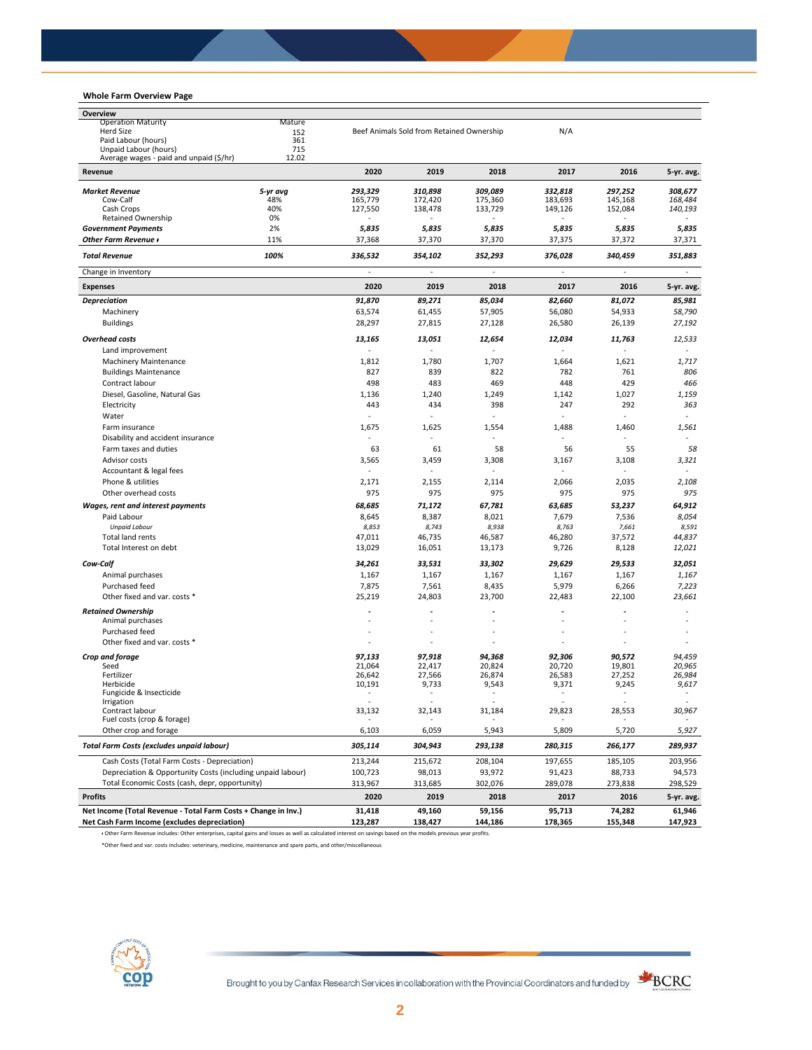## Whole Farm Overview Page

| Overview | | | | | | | |
|---|---|---|---|---|---|---|---|
| Operation Maturity | Mature | | | | | | |
| Herd Size | 152 | Beef Animals Sold from Retained Ownership | | | N/A | | |
| Paid Labour (hours) | 361 | | | | | | |
| Unpaid Labour (hours) | 715 | | | | | | |
| Average wages - paid and unpaid ($/hr) | 12.02 | | | | | | |

| Revenue | | 2020 | 2019 | 2018 | 2017 | 2016 | 5-yr. avg. |
|---|---|---|---|---|---|---|---|
| ***Market Revenue*** | *5-yr avg* | *293,329* | *310,898* | *309,089* | *332,818* | *297,252* | *308,677* |
| Cow-Calf | 48% | 165,779 | 172,420 | 175,360 | 183,693 | 145,168 | *168,484* |
| Cash Crops | 40% | 127,550 | 138,478 | 133,729 | 149,126 | 152,084 | *140,193* |
| Retained Ownership | 0% | - | - | - | - | - | - |
| ***Government Payments*** | 2% | *5,835* | *5,835* | *5,835* | *5,835* | *5,835* | *5,835* |
| ***Other Farm Revenue ꜝ*** | 11% | 37,368 | 37,370 | 37,370 | 37,375 | 37,372 | 37,371 |
| ***Total Revenue*** | ***100%*** | ***336,532*** | ***354,102*** | ***352,293*** | ***376,028*** | ***340,459*** | ***351,883*** |
| Change in Inventory | | - | - | - | - | - | - |

| Expenses | 2020 | 2019 | 2018 | 2017 | 2016 | 5-yr. avg. |
|---|---|---|---|---|---|---|
| ***Depreciation*** | *91,870* | *89,271* | *85,034* | *82,660* | *81,072* | *85,981* |
| Machinery | 63,574 | 61,455 | 57,905 | 56,080 | 54,933 | *58,790* |
| Buildings | 28,297 | 27,815 | 27,128 | 26,580 | 26,139 | *27,192* |
| ***Overhead costs*** | *13,165* | *13,051* | *12,654* | *12,034* | *11,763* | *12,533* |
| Land improvement | - | - | - | - | - | - |
| Machinery Maintenance | 1,812 | 1,780 | 1,707 | 1,664 | 1,621 | *1,717* |
| Buildings Maintenance | 827 | 839 | 822 | 782 | 761 | *806* |
| Contract labour | 498 | 483 | 469 | 448 | 429 | *466* |
| Diesel, Gasoline, Natural Gas | 1,136 | 1,240 | 1,249 | 1,142 | 1,027 | *1,159* |
| Electricity | 443 | 434 | 398 | 247 | 292 | *363* |
| Water | - | - | - | - | - | - |
| Farm insurance | 1,675 | 1,625 | 1,554 | 1,488 | 1,460 | *1,561* |
| Disability and accident insurance | - | - | - | - | - | - |
| Farm taxes and duties | 63 | 61 | 58 | 56 | 55 | *58* |
| Advisor costs | 3,565 | 3,459 | 3,308 | 3,167 | 3,108 | *3,321* |
| Accountant & legal fees | - | - | - | - | - | - |
| Phone & utilities | 2,171 | 2,155 | 2,114 | 2,066 | 2,035 | *2,108* |
| Other overhead costs | 975 | 975 | 975 | 975 | 975 | *975* |
| ***Wages, rent and interest payments*** | *68,685* | *71,172* | *67,781* | *63,685* | *53,237* | *64,912* |
| Paid Labour | 8,645 | 8,387 | 8,021 | 7,679 | 7,536 | *8,054* |
| *Unpaid Labour* | *8,853* | *8,743* | *8,938* | *8,763* | *7,661* | *8,591* |
| Total land rents | 47,011 | 46,735 | 46,587 | 46,280 | 37,572 | *44,837* |
| Total Interest on debt | 13,029 | 16,051 | 13,173 | 9,726 | 8,128 | *12,021* |
| ***Cow-Calf*** | *34,261* | *33,531* | *33,302* | *29,629* | *29,533* | *32,051* |
| Animal purchases | 1,167 | 1,167 | 1,167 | 1,167 | 1,167 | *1,167* |
| Purchased feed | 7,875 | 7,561 | 8,435 | 5,979 | 6,266 | *7,223* |
| Other fixed and var. costs * | 25,219 | 24,803 | 23,700 | 22,483 | 22,100 | *23,661* |
| ***Retained Ownership*** | - | - | - | - | - | - |
| Animal purchases | - | - | - | - | - | - |
| Purchased feed | - | - | - | - | - | - |
| Other fixed and var. costs * | - | - | - | - | - | - |
| ***Crop and forage*** | *97,133* | *97,918* | *94,368* | *92,306* | *90,572* | *94,459* |
| Seed | 21,064 | 22,417 | 20,824 | 20,720 | 19,801 | *20,965* |
| Fertilizer | 26,642 | 27,566 | 26,874 | 26,583 | 27,252 | *26,984* |
| Herbicide | 10,191 | 9,733 | 9,543 | 9,371 | 9,245 | *9,617* |
| Fungicide & Insecticide | - | - | - | - | - | - |
| Irrigation | - | - | - | - | - | - |
| Contract labour | 33,132 | 32,143 | 31,184 | 29,823 | 28,553 | *30,967* |
| Fuel costs (crop & forage) | - | - | - | - | - | - |
| Other crop and forage | 6,103 | 6,059 | 5,943 | 5,809 | 5,720 | *5,927* |
| ***Total Farm Costs (excludes unpaid labour)*** | ***305,114*** | ***304,943*** | ***293,138*** | ***280,315*** | ***266,177*** | ***289,937*** |
| Cash Costs (Total Farm Costs - Depreciation) | 213,244 | 215,672 | 208,104 | 197,655 | 185,105 | 203,956 |
| Depreciation & Opportunity Costs (including unpaid labour) | 100,723 | 98,013 | 93,972 | 91,423 | 88,733 | 94,573 |
| Total Economic Costs (cash, depr, opportunity) | 313,967 | 313,685 | 302,076 | 289,078 | 273,838 | 298,529 |

| Profits | 2020 | 2019 | 2018 | 2017 | 2016 | 5-yr. avg. |
|---|---|---|---|---|---|---|
| **Net Income (Total Revenue - Total Farm Costs + Change in Inv.)** | **31,418** | **49,160** | **59,156** | **95,713** | **74,282** | **61,946** |
| **Net Cash Farm Income (excludes depreciation)** | **123,287** | **138,427** | **144,186** | **178,365** | **155,348** | **147,923** |

ꜝ Other Farm Revenue includes: Other enterprises, capital gains and losses as well as calculated interest on savings based on the models previous year profits.

*Other fixed and var. costs includes: veterinary, medicine, maintenance and spare parts, and other/miscellaneous

Brought to you by Canfax Research Services in collaboration with the Provincial Coordinators and funded by BCRC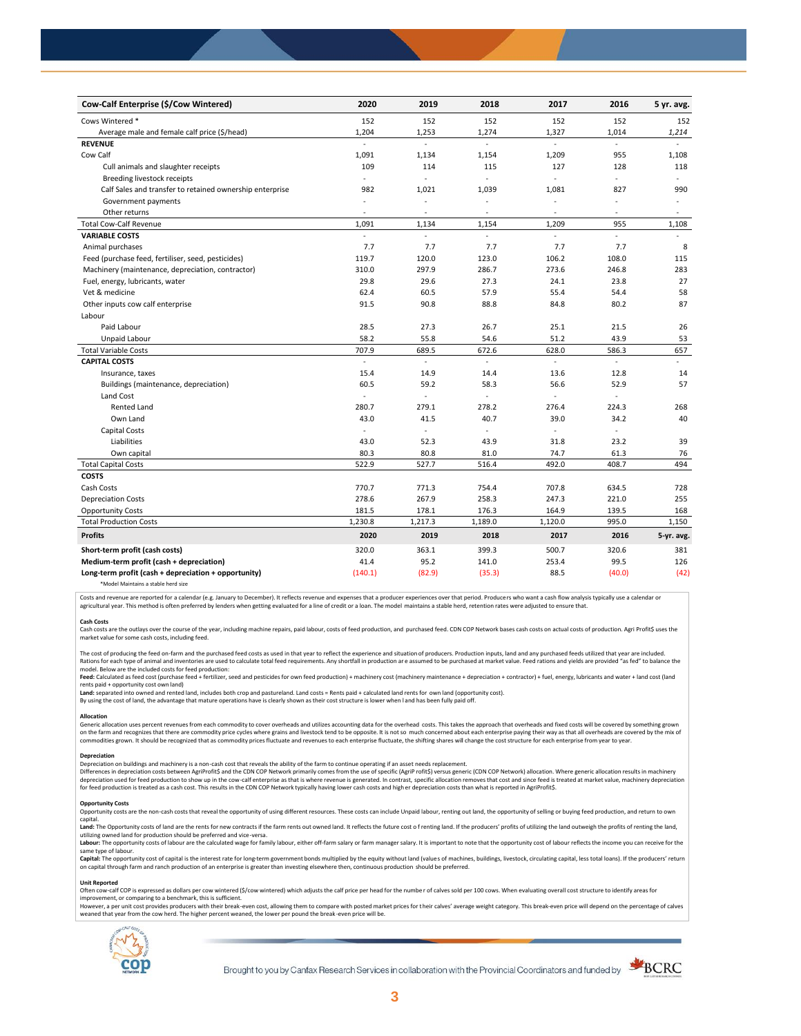| Cow-Calf Enterprise ($/Cow Wintered) | 2020 | 2019 | 2018 | 2017 | 2016 | 5 yr. avg. |
|---|---|---|---|---|---|---|
| Cows Wintered * | 152 | 152 | 152 | 152 | 152 | 152 |
| Average male and female calf price ($/head) | 1,204 | 1,253 | 1,274 | 1,327 | 1,014 | *1,214* |
| **REVENUE** | - | - | - | - | - | - |
| Cow Calf | 1,091 | 1,134 | 1,154 | 1,209 | 955 | 1,108 |
| Cull animals and slaughter receipts | 109 | 114 | 115 | 127 | 128 | 118 |
| Breeding livestock receipts | - | - | - | - | - | - |
| Calf Sales and transfer to retained ownership enterprise | 982 | 1,021 | 1,039 | 1,081 | 827 | 990 |
| Government payments | - | - | - | - | - | - |
| Other returns | - | - | - | - | - | - |
| Total Cow-Calf Revenue | 1,091 | 1,134 | 1,154 | 1,209 | 955 | 1,108 |
| **VARIABLE COSTS** | - | - | - | - | - | - |
| Animal purchases | 7.7 | 7.7 | 7.7 | 7.7 | 7.7 | 8 |
| Feed (purchase feed, fertiliser, seed, pesticides) | 119.7 | 120.0 | 123.0 | 106.2 | 108.0 | 115 |
| Machinery (maintenance, depreciation, contractor) | 310.0 | 297.9 | 286.7 | 273.6 | 246.8 | 283 |
| Fuel, energy, lubricants, water | 29.8 | 29.6 | 27.3 | 24.1 | 23.8 | 27 |
| Vet & medicine | 62.4 | 60.5 | 57.9 | 55.4 | 54.4 | 58 |
| Other inputs cow calf enterprise | 91.5 | 90.8 | 88.8 | 84.8 | 80.2 | 87 |
| Labour | | | | | | |
| Paid Labour | 28.5 | 27.3 | 26.7 | 25.1 | 21.5 | 26 |
| Unpaid Labour | 58.2 | 55.8 | 54.6 | 51.2 | 43.9 | 53 |
| Total Variable Costs | 707.9 | 689.5 | 672.6 | 628.0 | 586.3 | 657 |
| **CAPITAL COSTS** | - | - | - | - | - | - |
| Insurance, taxes | 15.4 | 14.9 | 14.4 | 13.6 | 12.8 | 14 |
| Buildings (maintenance, depreciation) | 60.5 | 59.2 | 58.3 | 56.6 | 52.9 | 57 |
| Land Cost | - | - | - | - | - | |
| Rented Land | 280.7 | 279.1 | 278.2 | 276.4 | 224.3 | 268 |
| Own Land | 43.0 | 41.5 | 40.7 | 39.0 | 34.2 | 40 |
| Capital Costs | - | - | - | - | - | |
| Liabilities | 43.0 | 52.3 | 43.9 | 31.8 | 23.2 | 39 |
| Own capital | 80.3 | 80.8 | 81.0 | 74.7 | 61.3 | 76 |
| Total Capital Costs | 522.9 | 527.7 | 516.4 | 492.0 | 408.7 | 494 |
| **COSTS** | | | | | | |
| Cash Costs | 770.7 | 771.3 | 754.4 | 707.8 | 634.5 | 728 |
| Depreciation Costs | 278.6 | 267.9 | 258.3 | 247.3 | 221.0 | 255 |
| Opportunity Costs | 181.5 | 178.1 | 176.3 | 164.9 | 139.5 | 168 |
| Total Production Costs | 1,230.8 | 1,217.3 | 1,189.0 | 1,120.0 | 995.0 | 1,150 |
| **Profits** | **2020** | **2019** | **2018** | **2017** | **2016** | **5-yr. avg.** |
| **Short-term profit (cash costs)** | 320.0 | 363.1 | 399.3 | 500.7 | 320.6 | 381 |
| **Medium-term profit (cash + depreciation)** | 41.4 | 95.2 | 141.0 | 253.4 | 99.5 | 126 |
| **Long-term profit (cash + depreciation + opportunity)** | (140.1) | (82.9) | (35.3) | 88.5 | (40.0) | (42) |

*Model Maintains a stable herd size

Costs and revenue are reported for a calendar (e.g. January to December). It reflects revenue and expenses that a producer experiences over that period. Producers who want a cash flow analysis typically use a calendar or agricultural year. This method is often preferred by lenders when getting evaluated for a line of credit or a loan. The model maintains a stable herd, retention rates were adjusted to ensure that.

**Cash Costs**
Cash costs are the outlays over the course of the year, including machine repairs, paid labour, costs of feed production, and purchased feed. CDN COP Network bases cash costs on actual costs of production. Agri Profit$ uses the market value for some cash costs, including feed.

The cost of producing the feed on-farm and the purchased feed costs as used in that year to reflect the experience and situation of producers. Production inputs, land and any purchased feeds utilized that year are included. Rations for each type of animal and inventories are used to calculate total feed requirements. Any shortfall in production are assumed to be purchased at market value. Feed rations and yields are provided "as fed" to balance the model. Below are the included costs for feed production:
**Feed:** Calculated as feed cost (purchase feed + fertilizer, seed and pesticides for own feed production) + machinery cost (machinery maintenance + depreciation + contractor) + fuel, energy, lubricants and water + land cost (land rents paid + opportunity cost own land)
**Land:** separated into owned and rented land, includes both crop and pastureland. Land costs = Rents paid + calculated land rents for own land (opportunity cost).
By using the cost of land, the advantage that mature operations have is clearly shown as their cost structure is lower when land has been fully paid off.

**Allocation**
Generic allocation uses percent revenues from each commodity to cover overheads and utilizes accounting data for the overhead costs. This takes the approach that overheads and fixed costs will be covered by something grown on the farm and recognizes that there are commodity price cycles where grains and livestock tend to be opposite. It is not so much concerned about each enterprise paying their way as that all overheads are covered by the mix of commodities grown. It should be recognized that as commodity prices fluctuate and revenues to each enterprise fluctuate, the shifting shares will change the cost structure for each enterprise from year to year.

**Depreciation**
Depreciation on buildings and machinery is a non-cash cost that reveals the ability of the farm to continue operating if an asset needs replacement.
Differences in depreciation costs between AgriProfit$ and the CDN COP Network primarily comes from the use of specific (AgriP rofit$) versus generic (CDN COP Network) allocation. Where generic allocation results in machinery depreciation used for feed production to show up in the cow-calf enterprise as that is where revenue is generated. In contrast, specific allocation removes that cost and since feed is treated at market value, machinery depreciation for feed production is treated as a cash cost. This results in the CDN COP Network typically having lower cash costs and higher depreciation costs than what is reported in AgriProfit$.

**Opportunity Costs**
Opportunity costs are the non-cash costs that reveal the opportunity of using different resources. These costs can include Unpaid labour, renting out land, the opportunity of selling or buying feed production, and return to own capital.
**Land:** The Opportunity costs of land are the rents for new contracts if the farm rents out owned land. It reflects the future cost of renting land. If the producers' profits of utilizing the land outweigh the profits of renting the land, utilizing owned land for production should be preferred and vice-versa.
**Labour:** The opportunity costs of labour are the calculated wage for family labour, either off-farm salary or farm manager salary. It is important to note that the opportunity cost of labour reflects the income you can receive for the same type of labour.
**Capital:** The opportunity cost of capital is the interest rate for long-term government bonds multiplied by the equity without land (values of machines, buildings, livestock, circulating capital, less total loans). If the producers' return on capital through farm and ranch production of an enterprise is greater than investing elsewhere then, continuous production should be preferred.

**Unit Reported**
Often cow-calf COP is expressed as dollars per cow wintered ($/cow wintered) which adjusts the calf price per head for the number of calves sold per 100 cows. When evaluating overall cost structure to identify areas for improvement, or comparing to a benchmark, this is sufficient.
However, a per unit cost provides producers with their break-even cost, allowing them to compare with posted market prices for their calves' average weight category. This break-even price will depend on the percentage of calves weaned that year from the cow herd. The higher percent weaned, the lower per pound the break-even price will be.

Brought to you by Canfax Research Services in collaboration with the Provincial Coordinators and funded by BCRC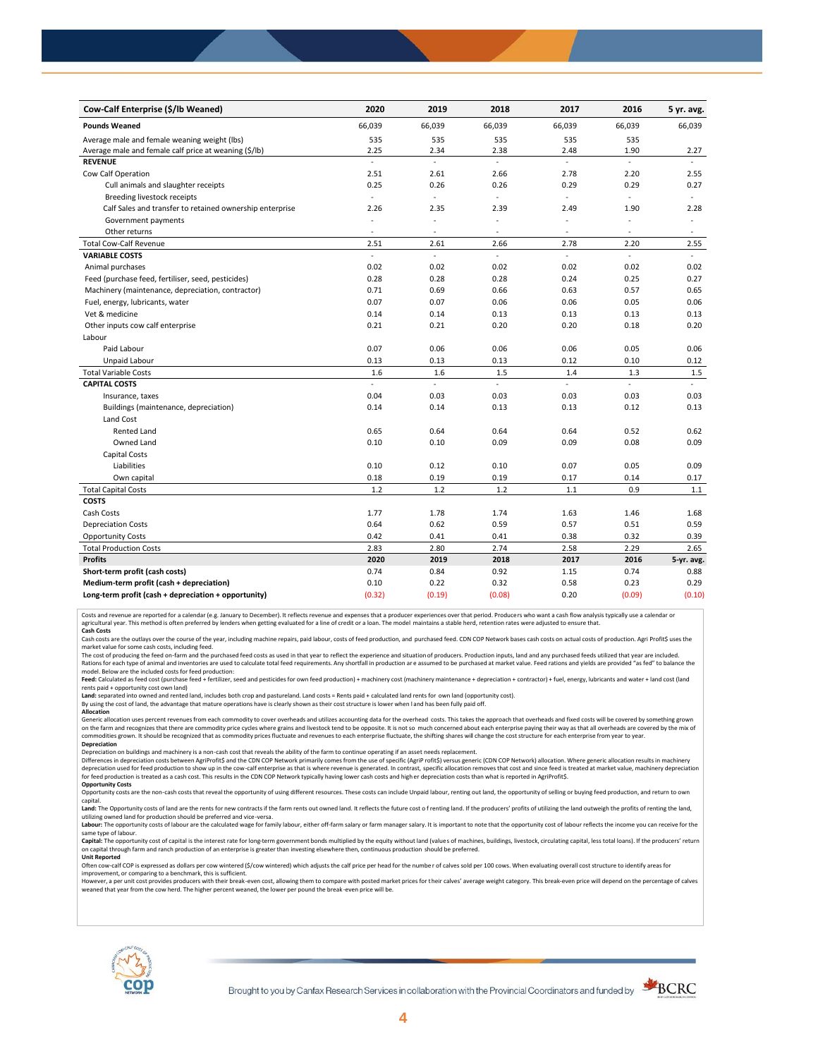| Cow-Calf Enterprise ($/lb Weaned) | 2020 | 2019 | 2018 | 2017 | 2016 | 5 yr. avg. |
|---|---|---|---|---|---|---|
| **Pounds Weaned** | 66,039 | 66,039 | 66,039 | 66,039 | 66,039 | 66,039 |
| Average male and female weaning weight (lbs) | 535 | 535 | 535 | 535 | 535 | |
| Average male and female calf price at weaning ($/lb) | 2.25 | 2.34 | 2.38 | 2.48 | 1.90 | 2.27 |
| **REVENUE** | - | - | - | - | - | - |
| Cow Calf Operation | 2.51 | 2.61 | 2.66 | 2.78 | 2.20 | 2.55 |
| Cull animals and slaughter receipts | 0.25 | 0.26 | 0.26 | 0.29 | 0.29 | 0.27 |
| Breeding livestock receipts | - | - | - | - | - | - |
| Calf Sales and transfer to retained ownership enterprise | 2.26 | 2.35 | 2.39 | 2.49 | 1.90 | 2.28 |
| Government payments | - | - | - | - | - | - |
| Other returns | - | - | - | - | - | - |
| Total Cow-Calf Revenue | 2.51 | 2.61 | 2.66 | 2.78 | 2.20 | 2.55 |
| **VARIABLE COSTS** | - | - | - | - | - | - |
| Animal purchases | 0.02 | 0.02 | 0.02 | 0.02 | 0.02 | 0.02 |
| Feed (purchase feed, fertiliser, seed, pesticides) | 0.28 | 0.28 | 0.28 | 0.24 | 0.25 | 0.27 |
| Machinery (maintenance, depreciation, contractor) | 0.71 | 0.69 | 0.66 | 0.63 | 0.57 | 0.65 |
| Fuel, energy, lubricants, water | 0.07 | 0.07 | 0.06 | 0.06 | 0.05 | 0.06 |
| Vet & medicine | 0.14 | 0.14 | 0.13 | 0.13 | 0.13 | 0.13 |
| Other inputs cow calf enterprise | 0.21 | 0.21 | 0.20 | 0.20 | 0.18 | 0.20 |
| Labour | | | | | | |
| Paid Labour | 0.07 | 0.06 | 0.06 | 0.06 | 0.05 | 0.06 |
| Unpaid Labour | 0.13 | 0.13 | 0.13 | 0.12 | 0.10 | 0.12 |
| Total Variable Costs | 1.6 | 1.6 | 1.5 | 1.4 | 1.3 | 1.5 |
| **CAPITAL COSTS** | - | - | - | - | - | - |
| Insurance, taxes | 0.04 | 0.03 | 0.03 | 0.03 | 0.03 | 0.03 |
| Buildings (maintenance, depreciation) | 0.14 | 0.14 | 0.13 | 0.13 | 0.12 | 0.13 |
| Land Cost | | | | | | |
| Rented Land | 0.65 | 0.64 | 0.64 | 0.64 | 0.52 | 0.62 |
| Owned Land | 0.10 | 0.10 | 0.09 | 0.09 | 0.08 | 0.09 |
| Capital Costs | | | | | | |
| Liabilities | 0.10 | 0.12 | 0.10 | 0.07 | 0.05 | 0.09 |
| Own capital | 0.18 | 0.19 | 0.19 | 0.17 | 0.14 | 0.17 |
| Total Capital Costs | 1.2 | 1.2 | 1.2 | 1.1 | 0.9 | 1.1 |
| **COSTS** | | | | | | |
| Cash Costs | 1.77 | 1.78 | 1.74 | 1.63 | 1.46 | 1.68 |
| Depreciation Costs | 0.64 | 0.62 | 0.59 | 0.57 | 0.51 | 0.59 |
| Opportunity Costs | 0.42 | 0.41 | 0.41 | 0.38 | 0.32 | 0.39 |
| Total Production Costs | 2.83 | 2.80 | 2.74 | 2.58 | 2.29 | 2.65 |
| **Profits** | **2020** | **2019** | **2018** | **2017** | **2016** | **5-yr. avg.** |
| **Short-term profit (cash costs)** | 0.74 | 0.84 | 0.92 | 1.15 | 0.74 | 0.88 |
| **Medium-term profit (cash + depreciation)** | 0.10 | 0.22 | 0.32 | 0.58 | 0.23 | 0.29 |
| **Long-term profit (cash + depreciation + opportunity)** | (0.32) | (0.19) | (0.08) | 0.20 | (0.09) | (0.10) |

Costs and revenue are reported for a calendar (e.g. January to December). It reflects revenue and expenses that a producer experiences over that period. Producers who want a cash flow analysis typically use a calendar or agricultural year. This method is often preferred by lenders when getting evaluated for a line of credit or a loan. The model maintains a stable herd, retention rates were adjusted to ensure that.

**Cash Costs**

Cash costs are the outlays over the course of the year, including machine repairs, paid labour, costs of feed production, and purchased feed. CDN COP Network bases cash costs on actual costs of production. Agri Profit$ uses the market value for some cash costs, including feed.

The cost of producing the feed on-farm and the purchased feed costs as used in that year to reflect the experience and situation of producers. Production inputs, land and any purchased feeds utilized that year are included. Rations for each type of animal and inventories are used to calculate total feed requirements. Any shortfall in production are assumed to be purchased at market value. Feed rations and yields are provided "as fed" to balance the model. Below are the included costs for feed production:

**Feed:** Calculated as feed cost (purchase feed + fertilizer, seed and pesticides for own feed production) + machinery cost (machinery maintenance + depreciation + contractor) + fuel, energy, lubricants and water + land cost (land rents paid + opportunity cost own land)

**Land:** separated into owned and rented land, includes both crop and pastureland. Land costs = Rents paid + calculated land rents for own land (opportunity cost).

By using the cost of land, the advantage that mature operations have is clearly shown as their cost structure is lower when land has been fully paid off.

**Allocation**

Generic allocation uses percent revenues from each commodity to cover overheads and utilizes accounting data for the overhead costs. This takes the approach that overheads and fixed costs will be covered by something grown on the farm and recognizes that there are commodity price cycles where grains and livestock tend to be opposite. It is not so much concerned about each enterprise paying their way as that all overheads are covered by the mix of commodities grown. It should be recognized that as commodity prices fluctuate and revenues to each enterprise fluctuate, the shifting shares will change the cost structure for each enterprise from year to year.

**Depreciation**

Depreciation on buildings and machinery is a non-cash cost that reveals the ability of the farm to continue operating if an asset needs replacement.

Differences in depreciation costs between AgriProfit$ and the CDN COP Network primarily comes from the use of specific (AgriP rofit$) versus generic (CDN COP Network) allocation. Where generic allocation results in machinery depreciation used for feed production to show up in the cow-calf enterprise as that is where revenue is generated. In contrast, specific allocation removes that cost and since feed is treated at market value, machinery depreciation for feed production is treated as a cash cost. This results in the CDN COP Network typically having lower cash costs and higher depreciation costs than what is reported in AgriProfit$.

**Opportunity Costs**

Opportunity costs are the non-cash costs that reveal the opportunity of using different resources. These costs can include Unpaid labour, renting out land, the opportunity of selling or buying feed production, and return to own capital.

**Land:** The Opportunity costs of land are the rents for new contracts if the farm rents out owned land. It reflects the future cost of renting land. If the producers' profits of utilizing the land outweigh the profits of renting the land, utilizing owned land for production should be preferred and vice-versa.

**Labour:** The opportunity costs of labour are the calculated wage for family labour, either off-farm salary or farm manager salary. It is important to note that the opportunity cost of labour reflects the income you can receive for the same type of labour.

**Capital:** The opportunity cost of capital is the interest rate for long-term government bonds multiplied by the equity without land (values of machines, buildings, livestock, circulating capital, less total loans). If the producers' return on capital through farm and ranch production of an enterprise is greater than investing elsewhere then, continuous production should be preferred.

**Unit Reported**

Often cow-calf COP is expressed as dollars per cow wintered ($/cow wintered) which adjusts the calf price per head for the number of calves sold per 100 cows. When evaluating overall cost structure to identify areas for improvement, or comparing to a benchmark, this is sufficient.

However, a per unit cost provides producers with their break-even cost, allowing them to compare with posted market prices for their calves' average weight category. This break-even price will depend on the percentage of calves weaned that year from the cow herd. The higher percent weaned, the lower per pound the break-even price will be.

Brought to you by Canfax Research Services in collaboration with the Provincial Coordinators and funded by BCRC